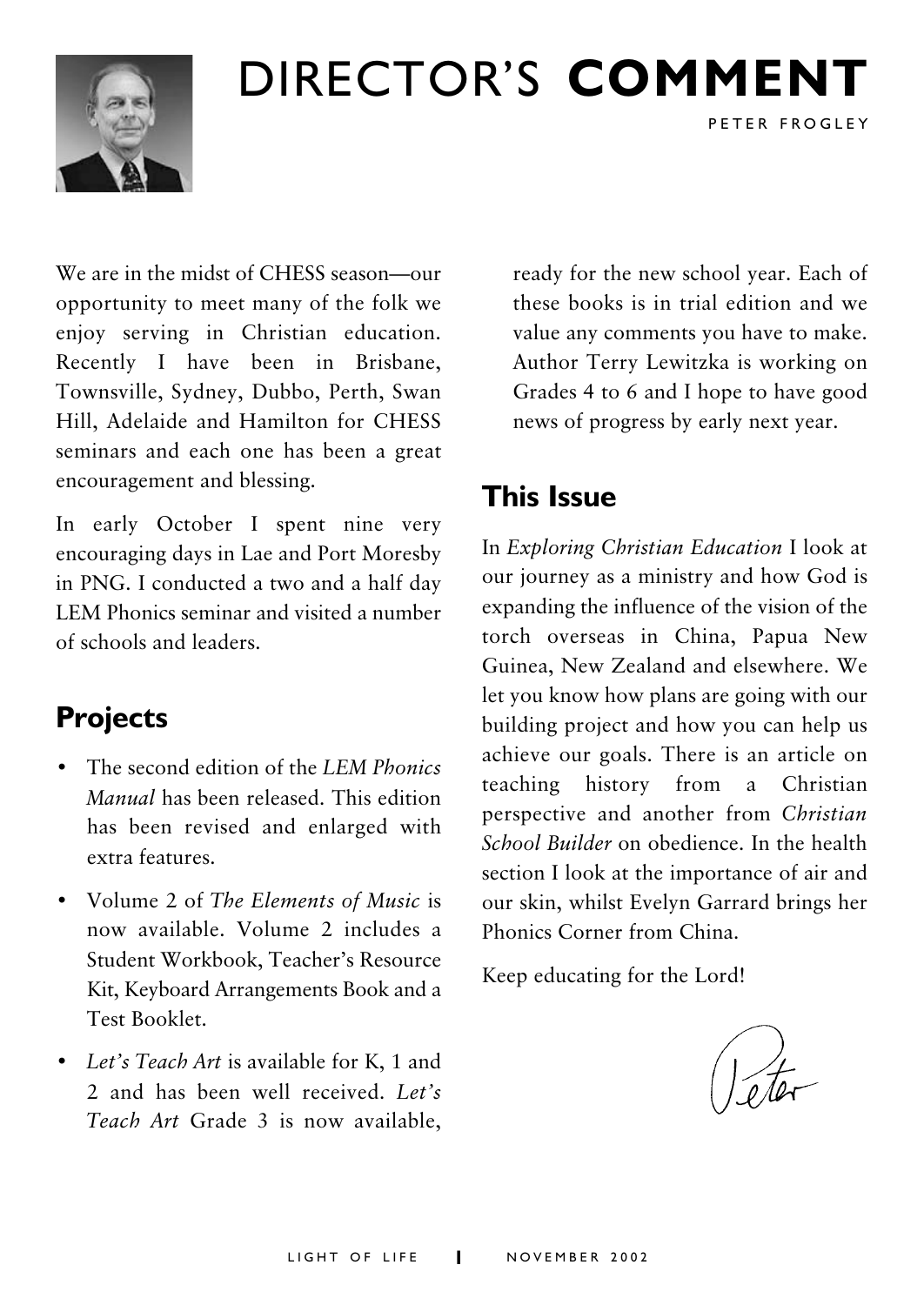# DIRECTOR'S **COMMENT**

PETER FROGLEY

We are in the midst of CHESS season—our opportunity to meet many of the folk we enjoy serving in Christian education. Recently I have been in Brisbane, Townsville, Sydney, Dubbo, Perth, Swan Hill, Adelaide and Hamilton for CHESS seminars and each one has been a great encouragement and blessing.

In early October I spent nine very encouraging days in Lae and Port Moresby in PNG. I conducted a two and a half day LEM Phonics seminar and visited a number of schools and leaders.

## Projects

- The second edition of the *LEM Phonics Manual* has been released. This edition has been revised and enlarged with extra features.
- Volume 2 of *The Elements of Music* is now available. Volume 2 includes a Student Workbook, Teacher's Resource Kit, Keyboard Arrangements Book and a Test Booklet.
- *Let's Teach Art* is available for K, 1 and 2 and has been well received. *Let's Teach Art* Grade 3 is now available, ready for the new school year. Each of these books is in trial edition and we value any comments you have to make. Author Terry Lewitzka is working on Grades 4 to 6 and I hope to have good news of progress by early next year.

## This Issue

In *Exploring Christian Education* I look at our journey as a ministry and how God is expanding the influence of the vision of the torch overseas in China, Papua New Guinea, New Zealand and elsewhere. We let you know how plans are going with our building project and how you can help us achieve our goals. There is an article on teaching history from a Christian perspective and another from *Christian School Builder* on obedience. In the health section I look at the importance of air and our skin, whilst Evelyn Garrard brings her Phonics Corner from China.

Keep educating for the Lord!

Peter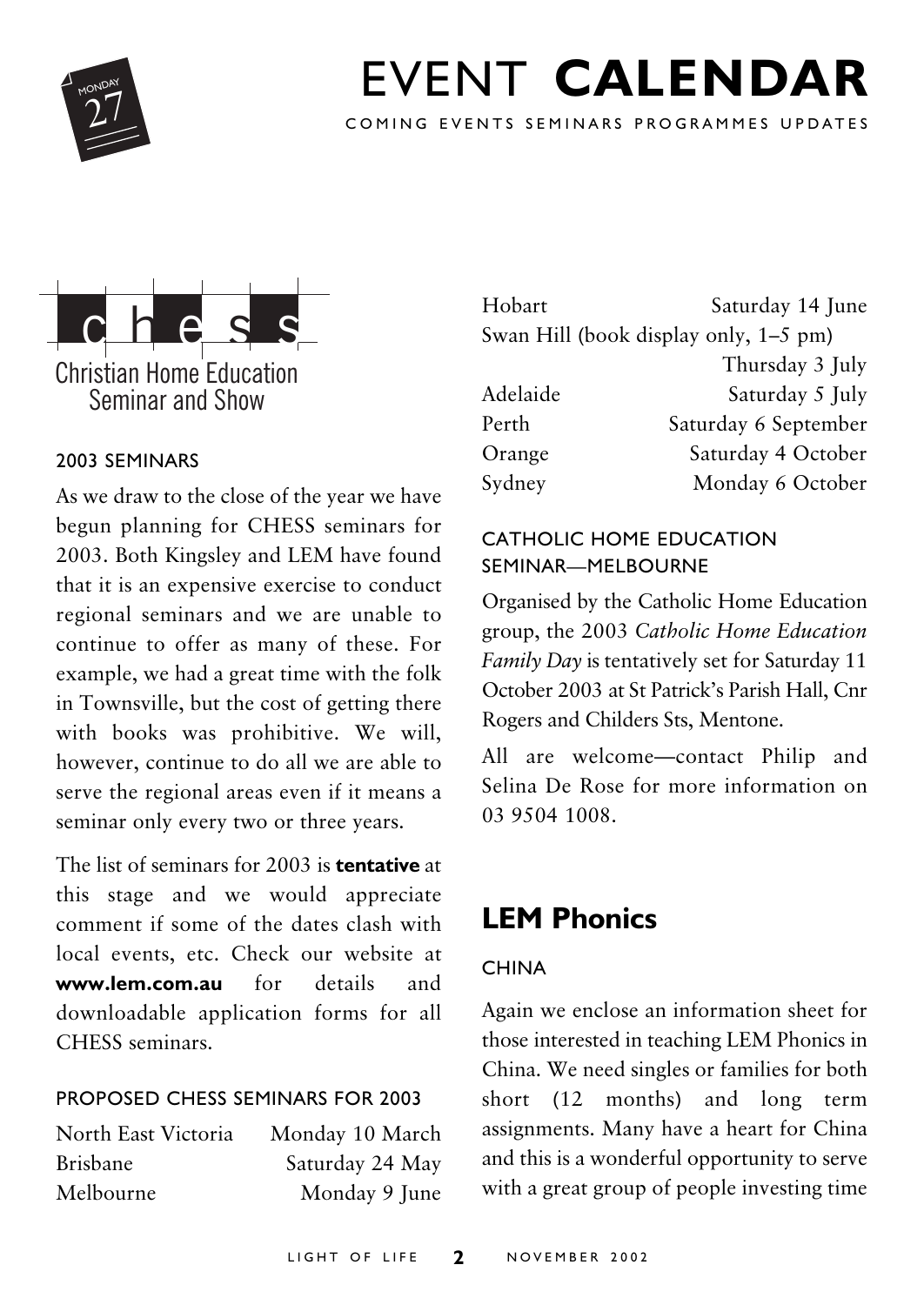# EVENT **CALENDAR**

COMING EVENTS SEMINARS PROGRAMMES UPDATES

## chess

Christian Home Education Seminar and Show

### 2003 SEMINARS

As we draw to the close of the year we have begun planning for CHESS seminars for 2003. Both Kingsley and LEM have found that it is an expensive exercise to conduct regional seminars and we are unable to continue to offer as many of these. For example, we had a great time with the folk in Townsville, but the cost of getting there with books was prohibitive. We will, however, continue to do all we are able to serve the regional areas even if it means a seminar only every two or three years.

The list of seminars for 2003 is **tentative** at this stage and we would appreciate comment if some of the dates clash with local events, etc. Check our website at **www.lem.com.au** for details and downloadable application forms for all CHESS seminars.

### PROPOSED CHESS SEMINARS FOR 2003

| | |
|---|---|
| North East Victoria | Monday 10 March |
| Brisbane | Saturday 24 May |
| Melbourne | Monday 9 June |
| Hobart | Saturday 14 June |
| Swan Hill (book display only, 1–5 pm) | Thursday 3 July |
| Adelaide | Saturday 5 July |
| Perth | Saturday 6 September |
| Orange | Saturday 4 October |
| Sydney | Monday 6 October |

### CATHOLIC HOME EDUCATION SEMINAR—MELBOURNE

Organised by the Catholic Home Education group, the 2003 *Catholic Home Education Family Day* is tentatively set for Saturday 11 October 2003 at St Patrick's Parish Hall, Cnr Rogers and Childers Sts, Mentone.

All are welcome—contact Philip and Selina De Rose for more information on 03 9504 1008.

## LEM Phonics

### CHINA

Again we enclose an information sheet for those interested in teaching LEM Phonics in China. We need singles or families for both short (12 months) and long term assignments. Many have a heart for China and this is a wonderful opportunity to serve with a great group of people investing time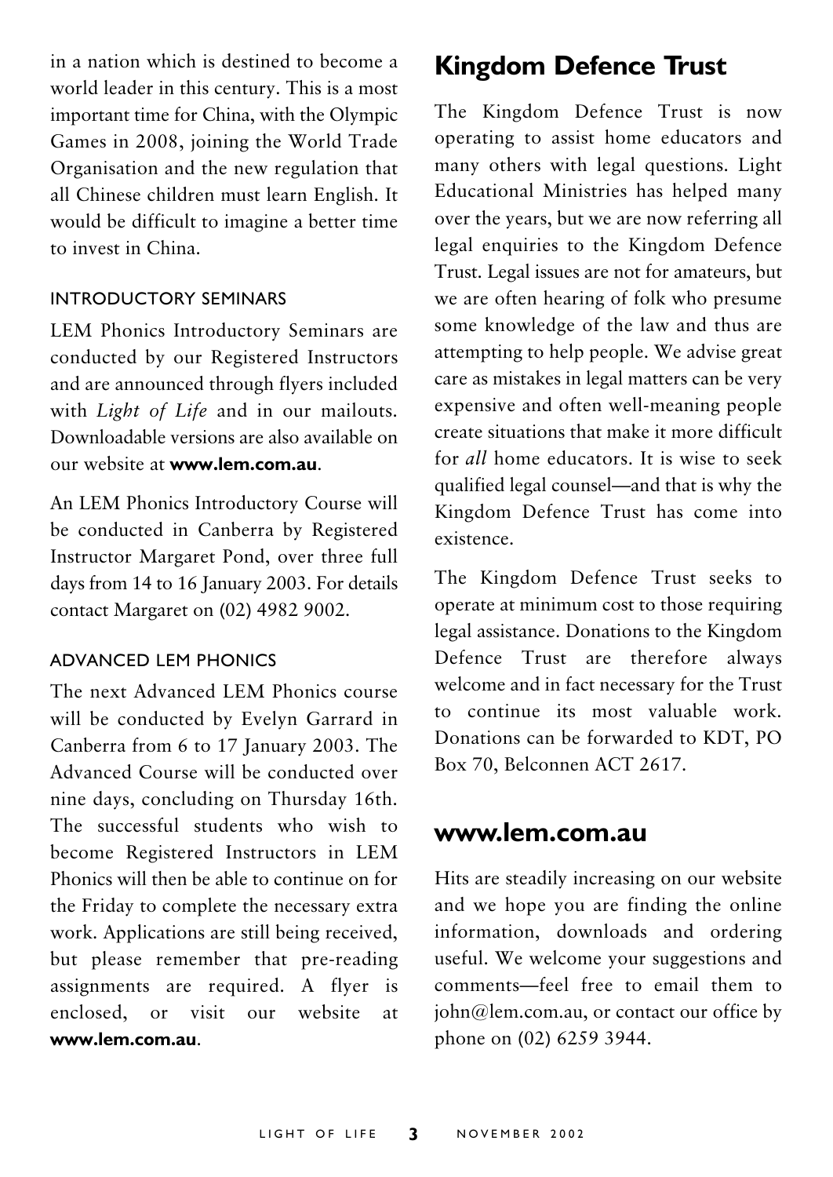in a nation which is destined to become a world leader in this century. This is a most important time for China, with the Olympic Games in 2008, joining the World Trade Organisation and the new regulation that all Chinese children must learn English. It would be difficult to imagine a better time to invest in China.

### INTRODUCTORY SEMINARS

LEM Phonics Introductory Seminars are conducted by our Registered Instructors and are announced through flyers included with *Light of Life* and in our mailouts. Downloadable versions are also available on our website at **www.lem.com.au**.

An LEM Phonics Introductory Course will be conducted in Canberra by Registered Instructor Margaret Pond, over three full days from 14 to 16 January 2003. For details contact Margaret on (02) 4982 9002.

### ADVANCED LEM PHONICS

The next Advanced LEM Phonics course will be conducted by Evelyn Garrard in Canberra from 6 to 17 January 2003. The Advanced Course will be conducted over nine days, concluding on Thursday 16th. The successful students who wish to become Registered Instructors in LEM Phonics will then be able to continue on for the Friday to complete the necessary extra work. Applications are still being received, but please remember that pre-reading assignments are required. A flyer is enclosed, or visit our website at **www.lem.com.au**.

## Kingdom Defence Trust

The Kingdom Defence Trust is now operating to assist home educators and many others with legal questions. Light Educational Ministries has helped many over the years, but we are now referring all legal enquiries to the Kingdom Defence Trust. Legal issues are not for amateurs, but we are often hearing of folk who presume some knowledge of the law and thus are attempting to help people. We advise great care as mistakes in legal matters can be very expensive and often well-meaning people create situations that make it more difficult for *all* home educators. It is wise to seek qualified legal counsel—and that is why the Kingdom Defence Trust has come into existence.

The Kingdom Defence Trust seeks to operate at minimum cost to those requiring legal assistance. Donations to the Kingdom Defence Trust are therefore always welcome and in fact necessary for the Trust to continue its most valuable work. Donations can be forwarded to KDT, PO Box 70, Belconnen ACT 2617.

## www.lem.com.au

Hits are steadily increasing on our website and we hope you are finding the online information, downloads and ordering useful. We welcome your suggestions and comments—feel free to email them to john@lem.com.au, or contact our office by phone on (02) 6259 3944.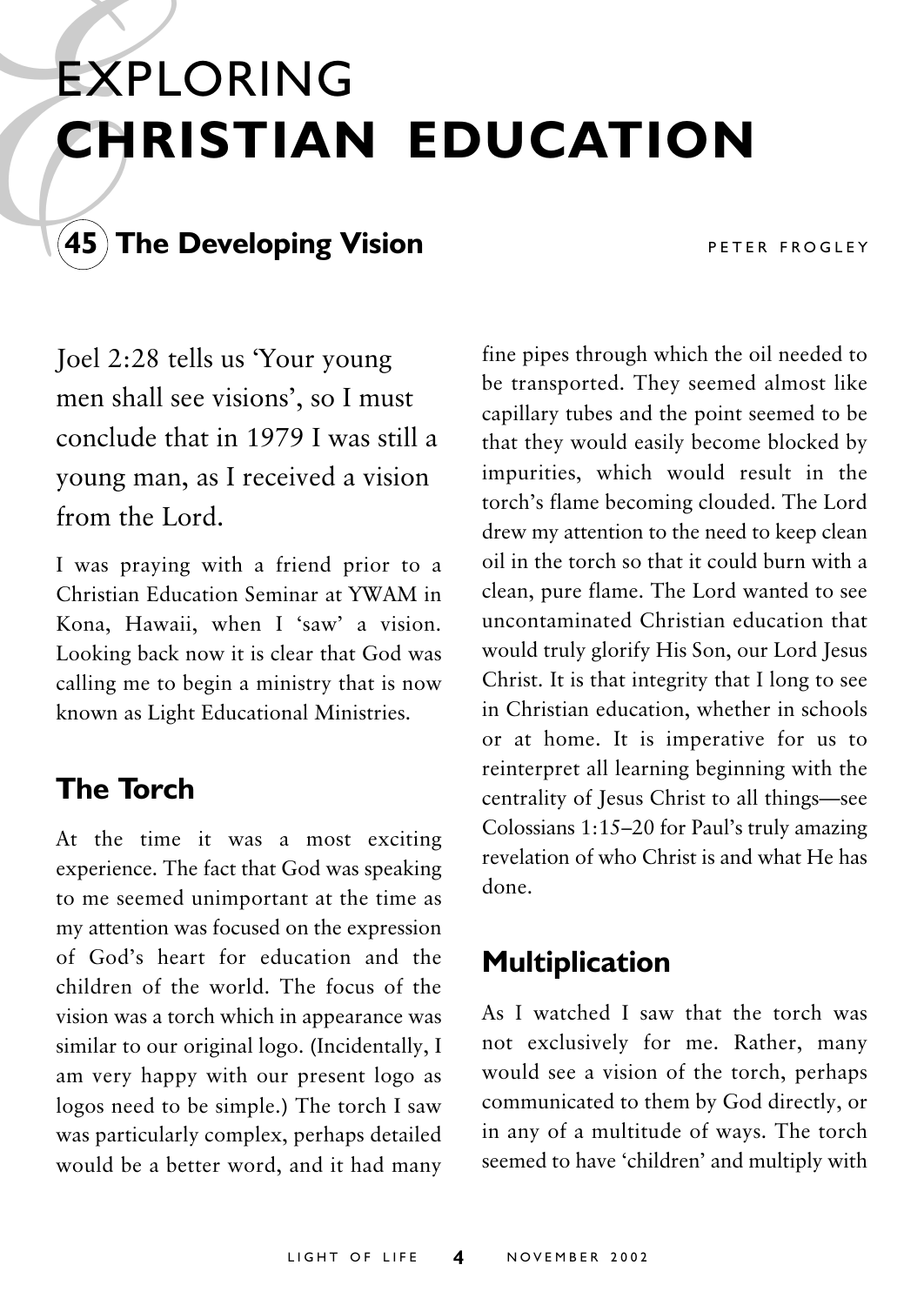# EXPLORING CHRISTIAN EDUCATION

## 45 The Developing Vision

PETER FROGLEY

Joel 2:28 tells us 'Your young men shall see visions', so I must conclude that in 1979 I was still a young man, as I received a vision from the Lord.

I was praying with a friend prior to a Christian Education Seminar at YWAM in Kona, Hawaii, when I 'saw' a vision. Looking back now it is clear that God was calling me to begin a ministry that is now known as Light Educational Ministries.

### The Torch

At the time it was a most exciting experience. The fact that God was speaking to me seemed unimportant at the time as my attention was focused on the expression of God's heart for education and the children of the world. The focus of the vision was a torch which in appearance was similar to our original logo. (Incidentally, I am very happy with our present logo as logos need to be simple.) The torch I saw was particularly complex, perhaps detailed would be a better word, and it had many fine pipes through which the oil needed to be transported. They seemed almost like capillary tubes and the point seemed to be that they would easily become blocked by impurities, which would result in the torch's flame becoming clouded. The Lord drew my attention to the need to keep clean oil in the torch so that it could burn with a clean, pure flame. The Lord wanted to see uncontaminated Christian education that would truly glorify His Son, our Lord Jesus Christ. It is that integrity that I long to see in Christian education, whether in schools or at home. It is imperative for us to reinterpret all learning beginning with the centrality of Jesus Christ to all things—see Colossians 1:15–20 for Paul's truly amazing revelation of who Christ is and what He has done.

### Multiplication

As I watched I saw that the torch was not exclusively for me. Rather, many would see a vision of the torch, perhaps communicated to them by God directly, or in any of a multitude of ways. The torch seemed to have 'children' and multiply with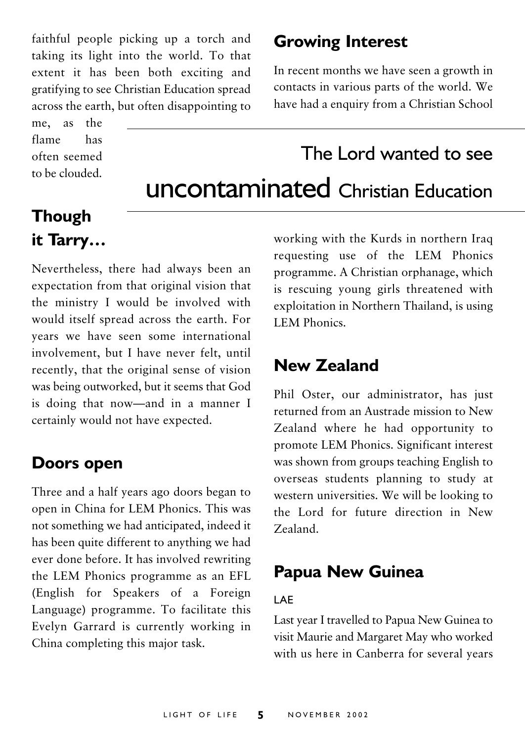faithful people picking up a torch and taking its light into the world. To that extent it has been both exciting and gratifying to see Christian Education spread across the earth, but often disappointing to me, as the flame has often seemed to be clouded.

## Though it Tarry…

Nevertheless, there had always been an expectation from that original vision that the ministry I would be involved with would itself spread across the earth. For years we have seen some international involvement, but I have never felt, until recently, that the original sense of vision was being outworked, but it seems that God is doing that now—and in a manner I certainly would not have expected.

## Doors open

Three and a half years ago doors began to open in China for LEM Phonics. This was not something we had anticipated, indeed it has been quite different to anything we had ever done before. It has involved rewriting the LEM Phonics programme as an EFL (English for Speakers of a Foreign Language) programme. To facilitate this Evelyn Garrard is currently working in China completing this major task.

## Growing Interest

In recent months we have seen a growth in contacts in various parts of the world. We have had a enquiry from a Christian School working with the Kurds in northern Iraq requesting use of the LEM Phonics programme. A Christian orphanage, which is rescuing young girls threatened with exploitation in Northern Thailand, is using LEM Phonics.

> The Lord wanted to see **uncontaminated** Christian Education

## New Zealand

Phil Oster, our administrator, has just returned from an Austrade mission to New Zealand where he had opportunity to promote LEM Phonics. Significant interest was shown from groups teaching English to overseas students planning to study at western universities. We will be looking to the Lord for future direction in New Zealand.

## Papua New Guinea

### LAE

Last year I travelled to Papua New Guinea to visit Maurie and Margaret May who worked with us here in Canberra for several years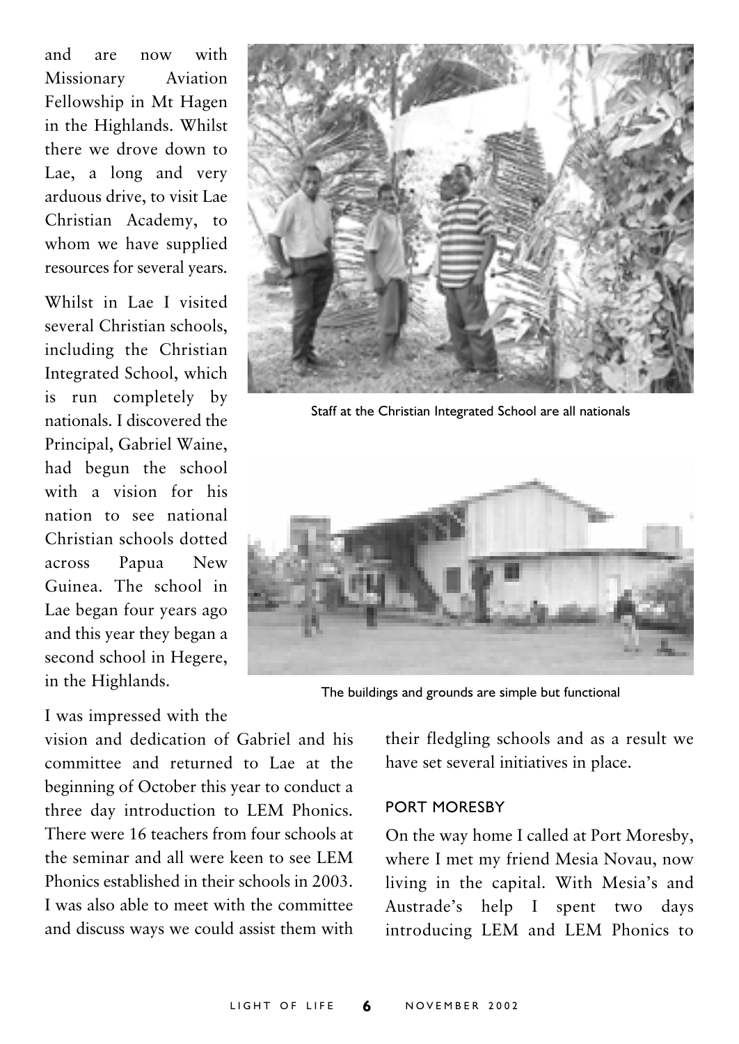and are now with Missionary Aviation Fellowship in Mt Hagen in the Highlands. Whilst there we drove down to Lae, a long and very arduous drive, to visit Lae Christian Academy, to whom we have supplied resources for several years.

Whilst in Lae I visited several Christian schools, including the Christian Integrated School, which is run completely by nationals. I discovered the Principal, Gabriel Waine, had begun the school with a vision for his nation to see national Christian schools dotted across Papua New Guinea. The school in Lae began four years ago and this year they began a second school in Hegere, in the Highlands.

Staff at the Christian Integrated School are all nationals

The buildings and grounds are simple but functional

I was impressed with the vision and dedication of Gabriel and his committee and returned to Lae at the beginning of October this year to conduct a three day introduction to LEM Phonics. There were 16 teachers from four schools at the seminar and all were keen to see LEM Phonics established in their schools in 2003. I was also able to meet with the committee and discuss ways we could assist them with their fledgling schools and as a result we have set several initiatives in place.

### PORT MORESBY

On the way home I called at Port Moresby, where I met my friend Mesia Novau, now living in the capital. With Mesia's and Austrade's help I spent two days introducing LEM and LEM Phonics to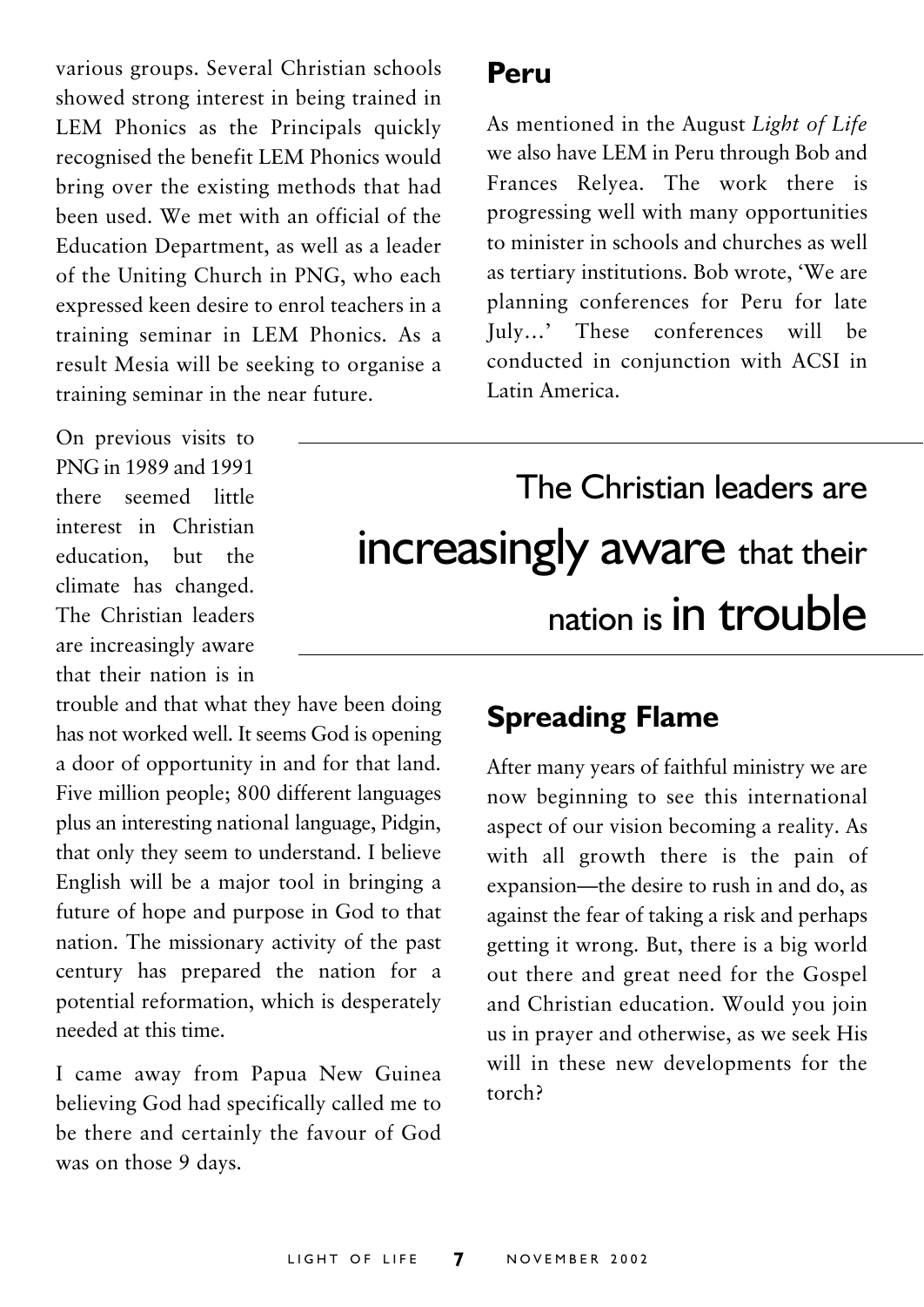various groups. Several Christian schools showed strong interest in being trained in LEM Phonics as the Principals quickly recognised the benefit LEM Phonics would bring over the existing methods that had been used. We met with an official of the Education Department, as well as a leader of the Uniting Church in PNG, who each expressed keen desire to enrol teachers in a training seminar in LEM Phonics. As a result Mesia will be seeking to organise a training seminar in the near future.

On previous visits to PNG in 1989 and 1991 there seemed little interest in Christian education, but the climate has changed. The Christian leaders are increasingly aware that their nation is in trouble and that what they have been doing has not worked well. It seems God is opening a door of opportunity in and for that land. Five million people; 800 different languages plus an interesting national language, Pidgin, that only they seem to understand. I believe English will be a major tool in bringing a future of hope and purpose in God to that nation. The missionary activity of the past century has prepared the nation for a potential reformation, which is desperately needed at this time.

I came away from Papua New Guinea believing God had specifically called me to be there and certainly the favour of God was on those 9 days.

## Peru

As mentioned in the August *Light of Life* we also have LEM in Peru through Bob and Frances Relyea. The work there is progressing well with many opportunities to minister in schools and churches as well as tertiary institutions. Bob wrote, 'We are planning conferences for Peru for late July…' These conferences will be conducted in conjunction with ACSI in Latin America.

> The Christian leaders are increasingly aware that their nation is in trouble

## Spreading Flame

After many years of faithful ministry we are now beginning to see this international aspect of our vision becoming a reality. As with all growth there is the pain of expansion—the desire to rush in and do, as against the fear of taking a risk and perhaps getting it wrong. But, there is a big world out there and great need for the Gospel and Christian education. Would you join us in prayer and otherwise, as we seek His will in these new developments for the torch?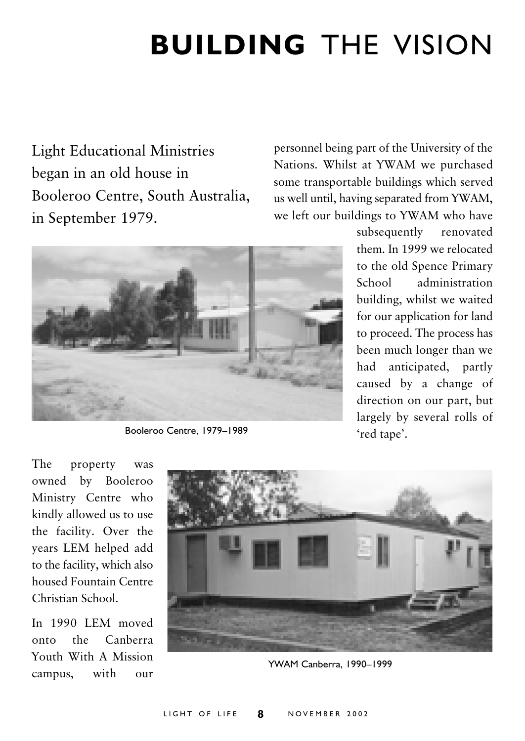# **BUILDING** THE VISION

Light Educational Ministries began in an old house in Booleroo Centre, South Australia, in September 1979.

Booleroo Centre, 1979–1989

The property was owned by Booleroo Ministry Centre who kindly allowed us to use the facility. Over the years LEM helped add to the facility, which also housed Fountain Centre Christian School.

In 1990 LEM moved onto the Canberra Youth With A Mission campus, with our personnel being part of the University of the Nations. Whilst at YWAM we purchased some transportable buildings which served us well until, having separated from YWAM, we left our buildings to YWAM who have subsequently renovated them. In 1999 we relocated to the old Spence Primary School administration building, whilst we waited for our application for land to proceed. The process has been much longer than we had anticipated, partly caused by a change of direction on our part, but largely by several rolls of 'red tape'.

YWAM Canberra, 1990–1999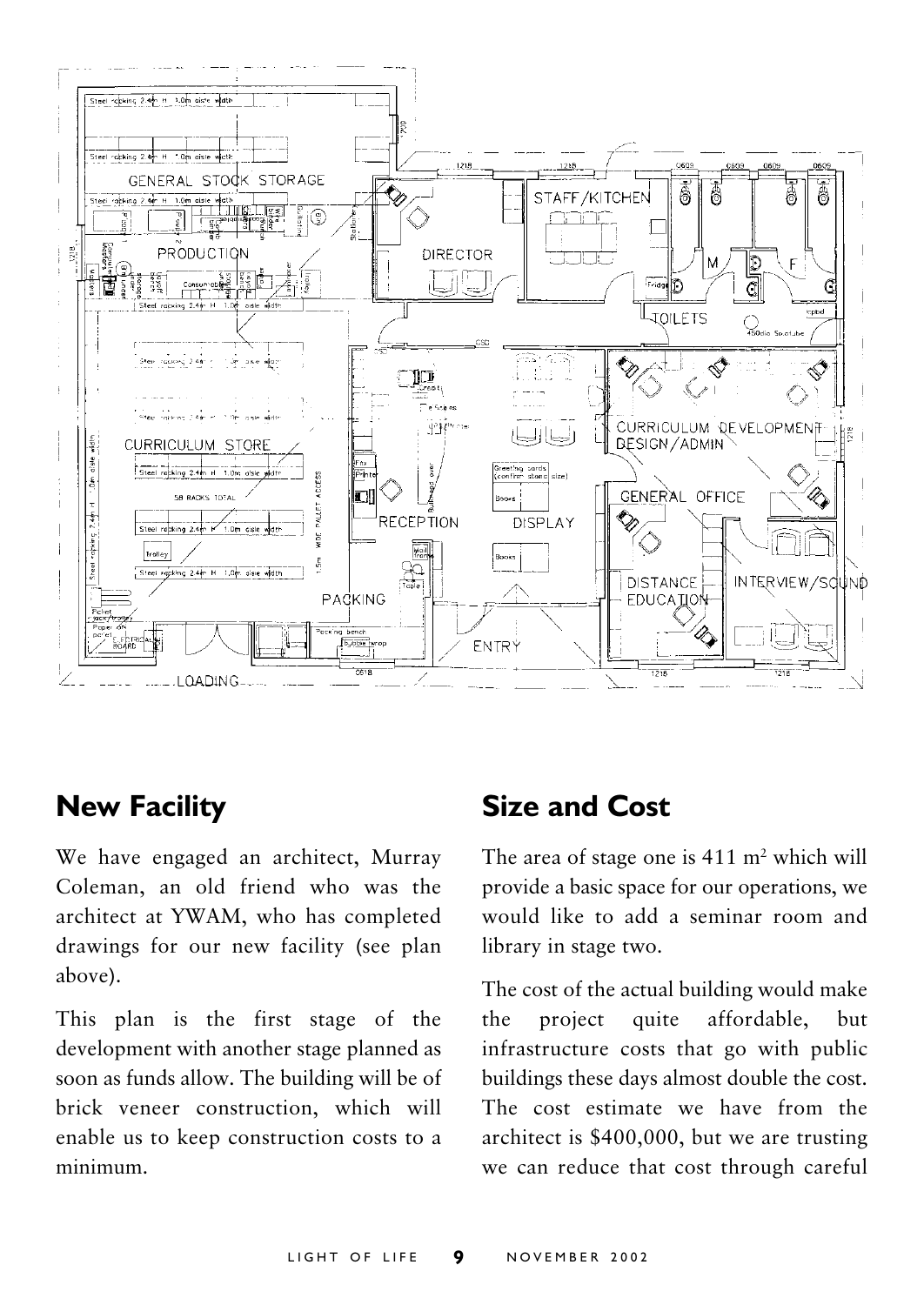## New Facility

We have engaged an architect, Murray Coleman, an old friend who was the architect at YWAM, who has completed drawings for our new facility (see plan above).

This plan is the first stage of the development with another stage planned as soon as funds allow. The building will be of brick veneer construction, which will enable us to keep construction costs to a minimum.

## Size and Cost

The area of stage one is 411 m$^2$ which will provide a basic space for our operations, we would like to add a seminar room and library in stage two.

The cost of the actual building would make the project quite affordable, but infrastructure costs that go with public buildings these days almost double the cost. The cost estimate we have from the architect is $400,000, but we are trusting we can reduce that cost through careful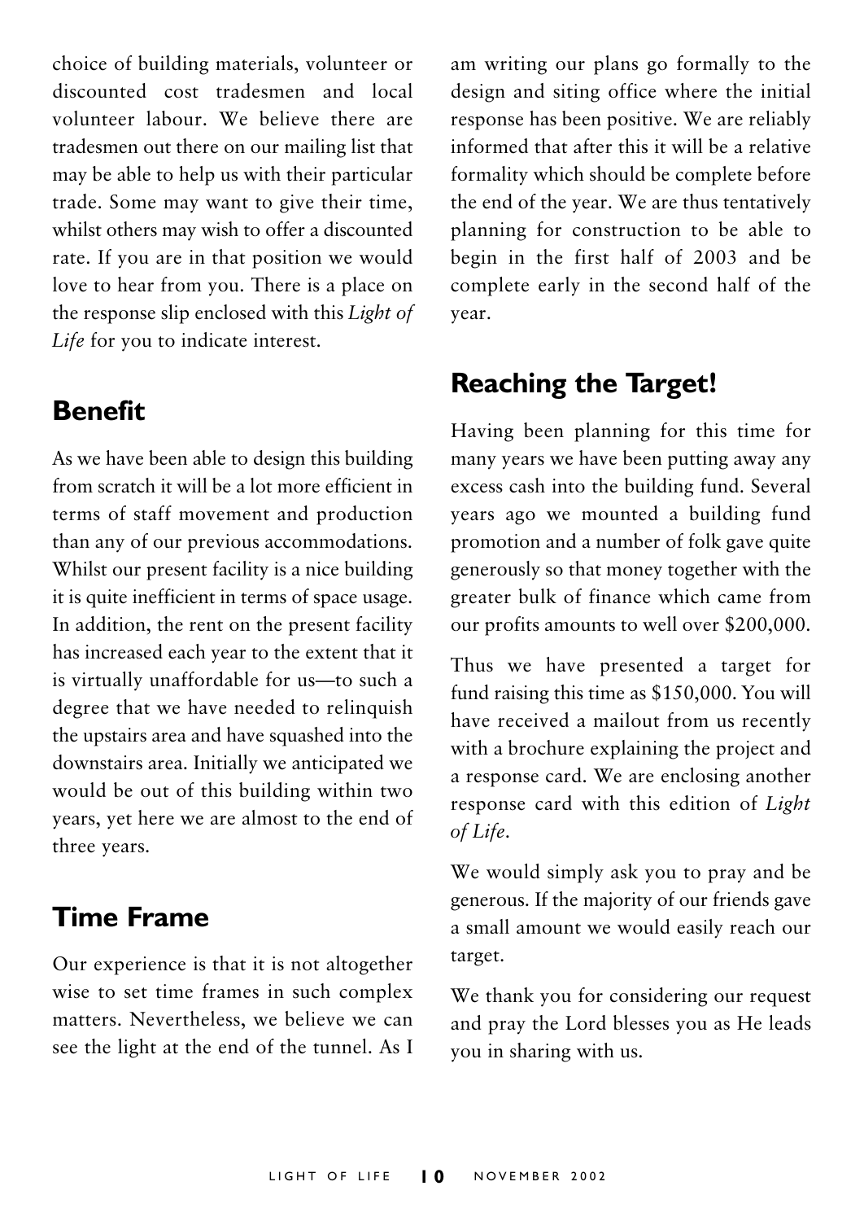choice of building materials, volunteer or discounted cost tradesmen and local volunteer labour. We believe there are tradesmen out there on our mailing list that may be able to help us with their particular trade. Some may want to give their time, whilst others may wish to offer a discounted rate. If you are in that position we would love to hear from you. There is a place on the response slip enclosed with this *Light of Life* for you to indicate interest.

## Benefit

As we have been able to design this building from scratch it will be a lot more efficient in terms of staff movement and production than any of our previous accommodations. Whilst our present facility is a nice building it is quite inefficient in terms of space usage. In addition, the rent on the present facility has increased each year to the extent that it is virtually unaffordable for us—to such a degree that we have needed to relinquish the upstairs area and have squashed into the downstairs area. Initially we anticipated we would be out of this building within two years, yet here we are almost to the end of three years.

## Time Frame

Our experience is that it is not altogether wise to set time frames in such complex matters. Nevertheless, we believe we can see the light at the end of the tunnel. As I am writing our plans go formally to the design and siting office where the initial response has been positive. We are reliably informed that after this it will be a relative formality which should be complete before the end of the year. We are thus tentatively planning for construction to be able to begin in the first half of 2003 and be complete early in the second half of the year.

## Reaching the Target!

Having been planning for this time for many years we have been putting away any excess cash into the building fund. Several years ago we mounted a building fund promotion and a number of folk gave quite generously so that money together with the greater bulk of finance which came from our profits amounts to well over $200,000.

Thus we have presented a target for fund raising this time as $150,000. You will have received a mailout from us recently with a brochure explaining the project and a response card. We are enclosing another response card with this edition of *Light of Life*.

We would simply ask you to pray and be generous. If the majority of our friends gave a small amount we would easily reach our target.

We thank you for considering our request and pray the Lord blesses you as He leads you in sharing with us.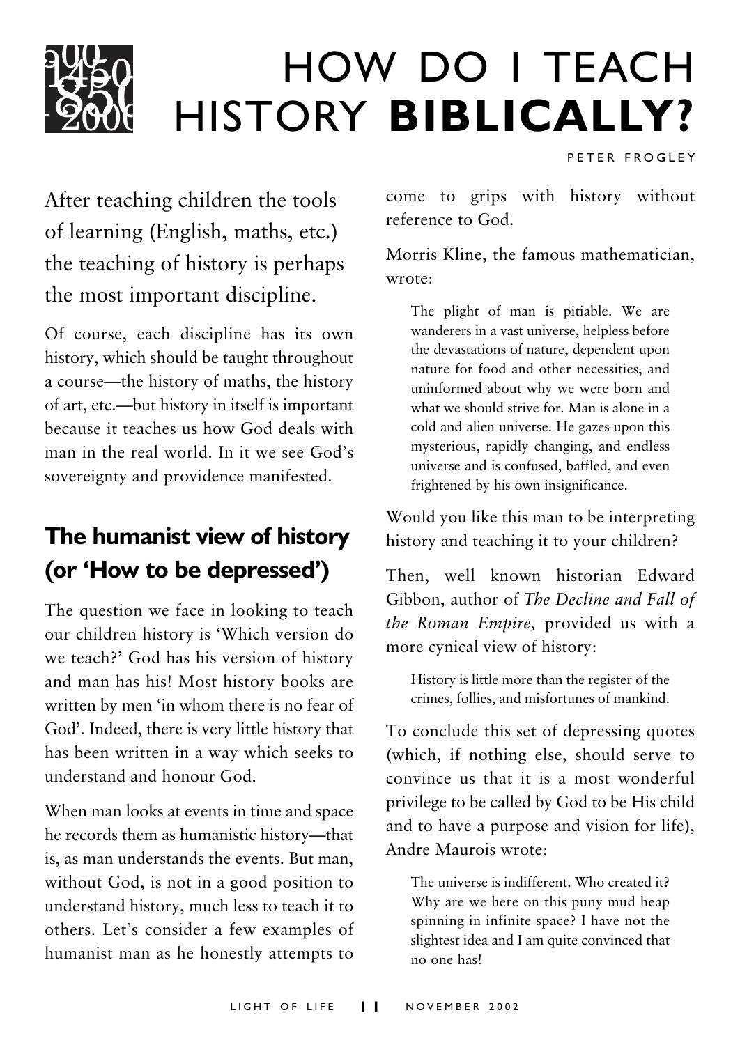# HOW DO I TEACH HISTORY **BIBLICALLY?**

PETER FROGLEY

After teaching children the tools of learning (English, maths, etc.) the teaching of history is perhaps the most important discipline.

Of course, each discipline has its own history, which should be taught throughout a course—the history of maths, the history of art, etc.—but history in itself is important because it teaches us how God deals with man in the real world. In it we see God's sovereignty and providence manifested.

## The humanist view of history (or 'How to be depressed')

The question we face in looking to teach our children history is 'Which version do we teach?' God has his version of history and man has his! Most history books are written by men 'in whom there is no fear of God'. Indeed, there is very little history that has been written in a way which seeks to understand and honour God.

When man looks at events in time and space he records them as humanistic history—that is, as man understands the events. But man, without God, is not in a good position to understand history, much less to teach it to others. Let's consider a few examples of humanist man as he honestly attempts to come to grips with history without reference to God.

Morris Kline, the famous mathematician, wrote:

> The plight of man is pitiable. We are wanderers in a vast universe, helpless before the devastations of nature, dependent upon nature for food and other necessities, and uninformed about why we were born and what we should strive for. Man is alone in a cold and alien universe. He gazes upon this mysterious, rapidly changing, and endless universe and is confused, baffled, and even frightened by his own insignificance.

Would you like this man to be interpreting history and teaching it to your children?

Then, well known historian Edward Gibbon, author of *The Decline and Fall of the Roman Empire,* provided us with a more cynical view of history:

> History is little more than the register of the crimes, follies, and misfortunes of mankind.

To conclude this set of depressing quotes (which, if nothing else, should serve to convince us that it is a most wonderful privilege to be called by God to be His child and to have a purpose and vision for life), Andre Maurois wrote:

> The universe is indifferent. Who created it? Why are we here on this puny mud heap spinning in infinite space? I have not the slightest idea and I am quite convinced that no one has!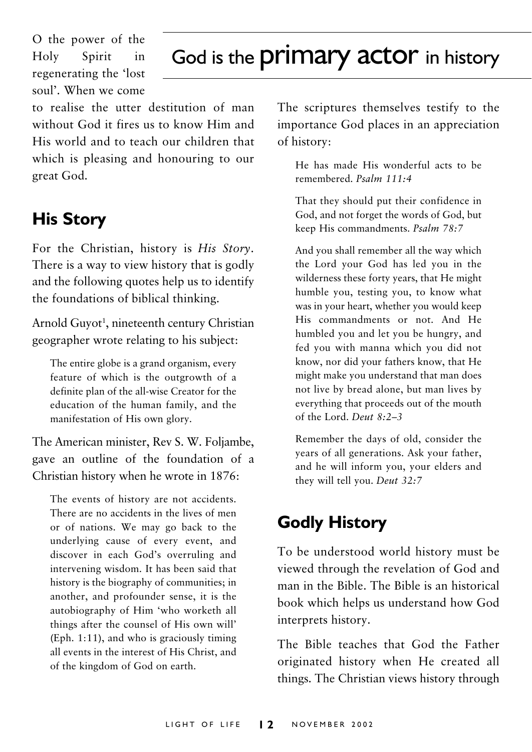O the power of the Holy Spirit in regenerating the 'lost soul'. When we come to realise the utter destitution of man without God it fires us to know Him and His world and to teach our children that which is pleasing and honouring to our great God.

## His Story

For the Christian, history is *His Story*. There is a way to view history that is godly and the following quotes help us to identify the foundations of biblical thinking.

Arnold Guyot[1], nineteenth century Christian geographer wrote relating to his subject:

> The entire globe is a grand organism, every feature of which is the outgrowth of a definite plan of the all-wise Creator for the education of the human family, and the manifestation of His own glory.

The American minister, Rev S. W. Foljambe, gave an outline of the foundation of a Christian history when he wrote in 1876:

> The events of history are not accidents. There are no accidents in the lives of men or of nations. We may go back to the underlying cause of every event, and discover in each God's overruling and intervening wisdom. It has been said that history is the biography of communities; in another, and profounder sense, it is the autobiography of Him 'who worketh all things after the counsel of His own will' (Eph. 1:11), and who is graciously timing all events in the interest of His Christ, and of the kingdom of God on earth.

# God is the primary actor in history

The scriptures themselves testify to the importance God places in an appreciation of history:

> He has made His wonderful acts to be remembered. *Psalm 111:4*

> That they should put their confidence in God, and not forget the words of God, but keep His commandments. *Psalm 78:7*

> And you shall remember all the way which the Lord your God has led you in the wilderness these forty years, that He might humble you, testing you, to know what was in your heart, whether you would keep His commandments or not. And He humbled you and let you be hungry, and fed you with manna which you did not know, nor did your fathers know, that He might make you understand that man does not live by bread alone, but man lives by everything that proceeds out of the mouth of the Lord. *Deut 8:2–3*

> Remember the days of old, consider the years of all generations. Ask your father, and he will inform you, your elders and they will tell you. *Deut 32:7*

## Godly History

To be understood world history must be viewed through the revelation of God and man in the Bible. The Bible is an historical book which helps us understand how God interprets history.

The Bible teaches that God the Father originated history when He created all things. The Christian views history through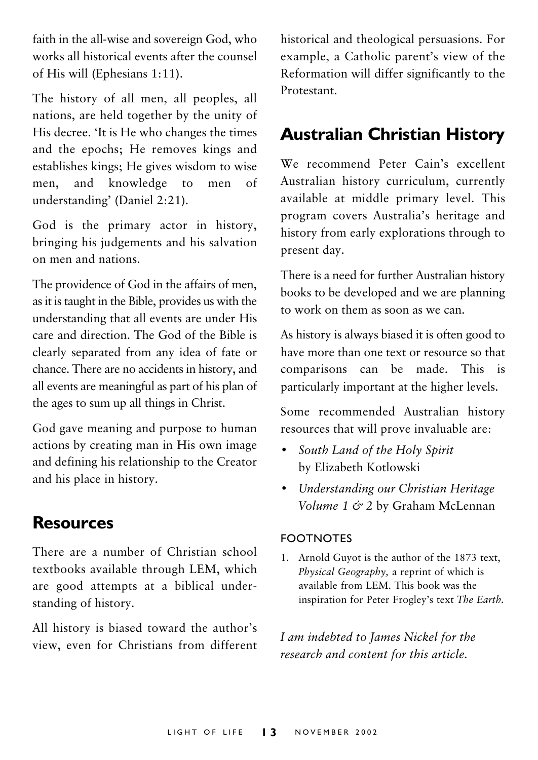faith in the all-wise and sovereign God, who works all historical events after the counsel of His will (Ephesians 1:11).

The history of all men, all peoples, all nations, are held together by the unity of His decree. 'It is He who changes the times and the epochs; He removes kings and establishes kings; He gives wisdom to wise men, and knowledge to men of understanding' (Daniel 2:21).

God is the primary actor in history, bringing his judgements and his salvation on men and nations.

The providence of God in the affairs of men, as it is taught in the Bible, provides us with the understanding that all events are under His care and direction. The God of the Bible is clearly separated from any idea of fate or chance. There are no accidents in history, and all events are meaningful as part of his plan of the ages to sum up all things in Christ.

God gave meaning and purpose to human actions by creating man in His own image and defining his relationship to the Creator and his place in history.

## Resources

There are a number of Christian school textbooks available through LEM, which are good attempts at a biblical understanding of history.

All history is biased toward the author's view, even for Christians from different historical and theological persuasions. For example, a Catholic parent's view of the Reformation will differ significantly to the Protestant.

## Australian Christian History

We recommend Peter Cain's excellent Australian history curriculum, currently available at middle primary level. This program covers Australia's heritage and history from early explorations through to present day.

There is a need for further Australian history books to be developed and we are planning to work on them as soon as we can.

As history is always biased it is often good to have more than one text or resource so that comparisons can be made. This is particularly important at the higher levels.

Some recommended Australian history resources that will prove invaluable are:

- *South Land of the Holy Spirit* by Elizabeth Kotlowski
- *Understanding our Christian Heritage Volume 1 & 2* by Graham McLennan

### FOOTNOTES

1. Arnold Guyot is the author of the 1873 text, *Physical Geography,* a reprint of which is available from LEM. This book was the inspiration for Peter Frogley's text *The Earth.*

*I am indebted to James Nickel for the research and content for this article.*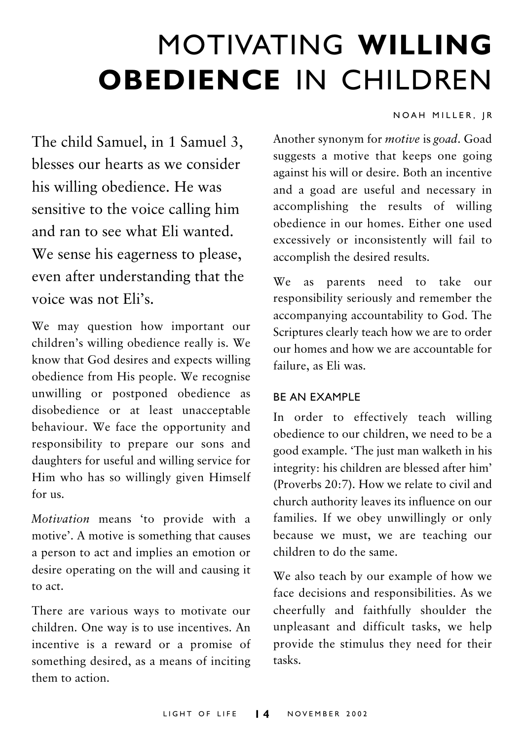# MOTIVATING **WILLING OBEDIENCE** IN CHILDREN

NOAH MILLER, JR

The child Samuel, in 1 Samuel 3, blesses our hearts as we consider his willing obedience. He was sensitive to the voice calling him and ran to see what Eli wanted. We sense his eagerness to please, even after understanding that the voice was not Eli's.

We may question how important our children's willing obedience really is. We know that God desires and expects willing obedience from His people. We recognise unwilling or postponed obedience as disobedience or at least unacceptable behaviour. We face the opportunity and responsibility to prepare our sons and daughters for useful and willing service for Him who has so willingly given Himself for us.

*Motivation* means 'to provide with a motive'. A motive is something that causes a person to act and implies an emotion or desire operating on the will and causing it to act.

There are various ways to motivate our children. One way is to use incentives. An incentive is a reward or a promise of something desired, as a means of inciting them to action.

Another synonym for *motive* is *goad*. Goad suggests a motive that keeps one going against his will or desire. Both an incentive and a goad are useful and necessary in accomplishing the results of willing obedience in our homes. Either one used excessively or inconsistently will fail to accomplish the desired results.

We as parents need to take our responsibility seriously and remember the accompanying accountability to God. The Scriptures clearly teach how we are to order our homes and how we are accountable for failure, as Eli was.

## BE AN EXAMPLE

In order to effectively teach willing obedience to our children, we need to be a good example. 'The just man walketh in his integrity: his children are blessed after him' (Proverbs 20:7). How we relate to civil and church authority leaves its influence on our families. If we obey unwillingly or only because we must, we are teaching our children to do the same.

We also teach by our example of how we face decisions and responsibilities. As we cheerfully and faithfully shoulder the unpleasant and difficult tasks, we help provide the stimulus they need for their tasks.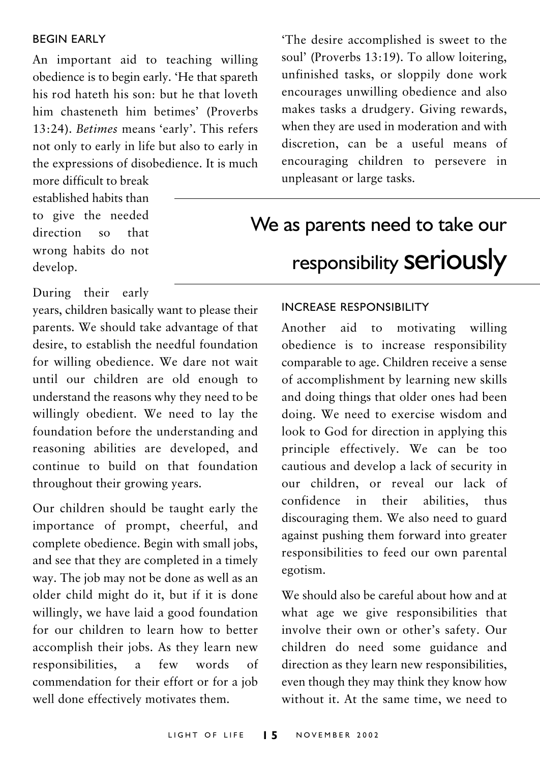## BEGIN EARLY

An important aid to teaching willing obedience is to begin early. 'He that spareth his rod hateth his son: but he that loveth him chasteneth him betimes' (Proverbs 13:24). *Betimes* means 'early'. This refers not only to early in life but also to early in the expressions of disobedience. It is much more difficult to break established habits than to give the needed direction so that wrong habits do not develop.

During their early years, children basically want to please their parents. We should take advantage of that desire, to establish the needful foundation for willing obedience. We dare not wait until our children are old enough to understand the reasons why they need to be willingly obedient. We need to lay the foundation before the understanding and reasoning abilities are developed, and continue to build on that foundation throughout their growing years.

Our children should be taught early the importance of prompt, cheerful, and complete obedience. Begin with small jobs, and see that they are completed in a timely way. The job may not be done as well as an older child might do it, but if it is done willingly, we have laid a good foundation for our children to learn how to better accomplish their jobs. As they learn new responsibilities, a few words of commendation for their effort or for a job well done effectively motivates them.

'The desire accomplished is sweet to the soul' (Proverbs 13:19). To allow loitering, unfinished tasks, or sloppily done work encourages unwilling obedience and also makes tasks a drudgery. Giving rewards, when they are used in moderation and with discretion, can be a useful means of encouraging children to persevere in unpleasant or large tasks.

> We as parents need to take our responsibility **seriously**

## INCREASE RESPONSIBILITY

Another aid to motivating willing obedience is to increase responsibility comparable to age. Children receive a sense of accomplishment by learning new skills and doing things that older ones had been doing. We need to exercise wisdom and look to God for direction in applying this principle effectively. We can be too cautious and develop a lack of security in our children, or reveal our lack of confidence in their abilities, thus discouraging them. We also need to guard against pushing them forward into greater responsibilities to feed our own parental egotism.

We should also be careful about how and at what age we give responsibilities that involve their own or other's safety. Our children do need some guidance and direction as they learn new responsibilities, even though they may think they know how without it. At the same time, we need to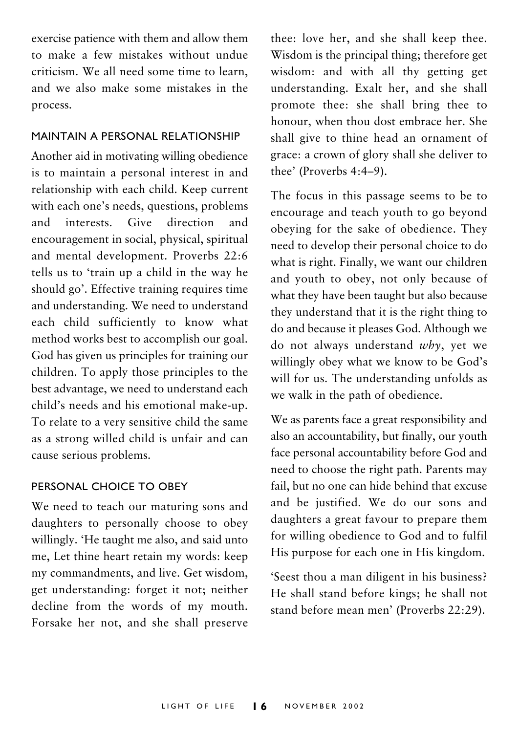exercise patience with them and allow them to make a few mistakes without undue criticism. We all need some time to learn, and we also make some mistakes in the process.

### MAINTAIN A PERSONAL RELATIONSHIP

Another aid in motivating willing obedience is to maintain a personal interest in and relationship with each child. Keep current with each one's needs, questions, problems and interests. Give direction and encouragement in social, physical, spiritual and mental development. Proverbs 22:6 tells us to 'train up a child in the way he should go'. Effective training requires time and understanding. We need to understand each child sufficiently to know what method works best to accomplish our goal. God has given us principles for training our children. To apply those principles to the best advantage, we need to understand each child's needs and his emotional make-up. To relate to a very sensitive child the same as a strong willed child is unfair and can cause serious problems.

### PERSONAL CHOICE TO OBEY

We need to teach our maturing sons and daughters to personally choose to obey willingly. 'He taught me also, and said unto me, Let thine heart retain my words: keep my commandments, and live. Get wisdom, get understanding: forget it not; neither decline from the words of my mouth. Forsake her not, and she shall preserve thee: love her, and she shall keep thee. Wisdom is the principal thing; therefore get wisdom: and with all thy getting get understanding. Exalt her, and she shall promote thee: she shall bring thee to honour, when thou dost embrace her. She shall give to thine head an ornament of grace: a crown of glory shall she deliver to thee' (Proverbs 4:4–9).

The focus in this passage seems to be to encourage and teach youth to go beyond obeying for the sake of obedience. They need to develop their personal choice to do what is right. Finally, we want our children and youth to obey, not only because of what they have been taught but also because they understand that it is the right thing to do and because it pleases God. Although we do not always understand *why*, yet we willingly obey what we know to be God's will for us. The understanding unfolds as we walk in the path of obedience.

We as parents face a great responsibility and also an accountability, but finally, our youth face personal accountability before God and need to choose the right path. Parents may fail, but no one can hide behind that excuse and be justified. We do our sons and daughters a great favour to prepare them for willing obedience to God and to fulfil His purpose for each one in His kingdom.

'Seest thou a man diligent in his business? He shall stand before kings; he shall not stand before mean men' (Proverbs 22:29).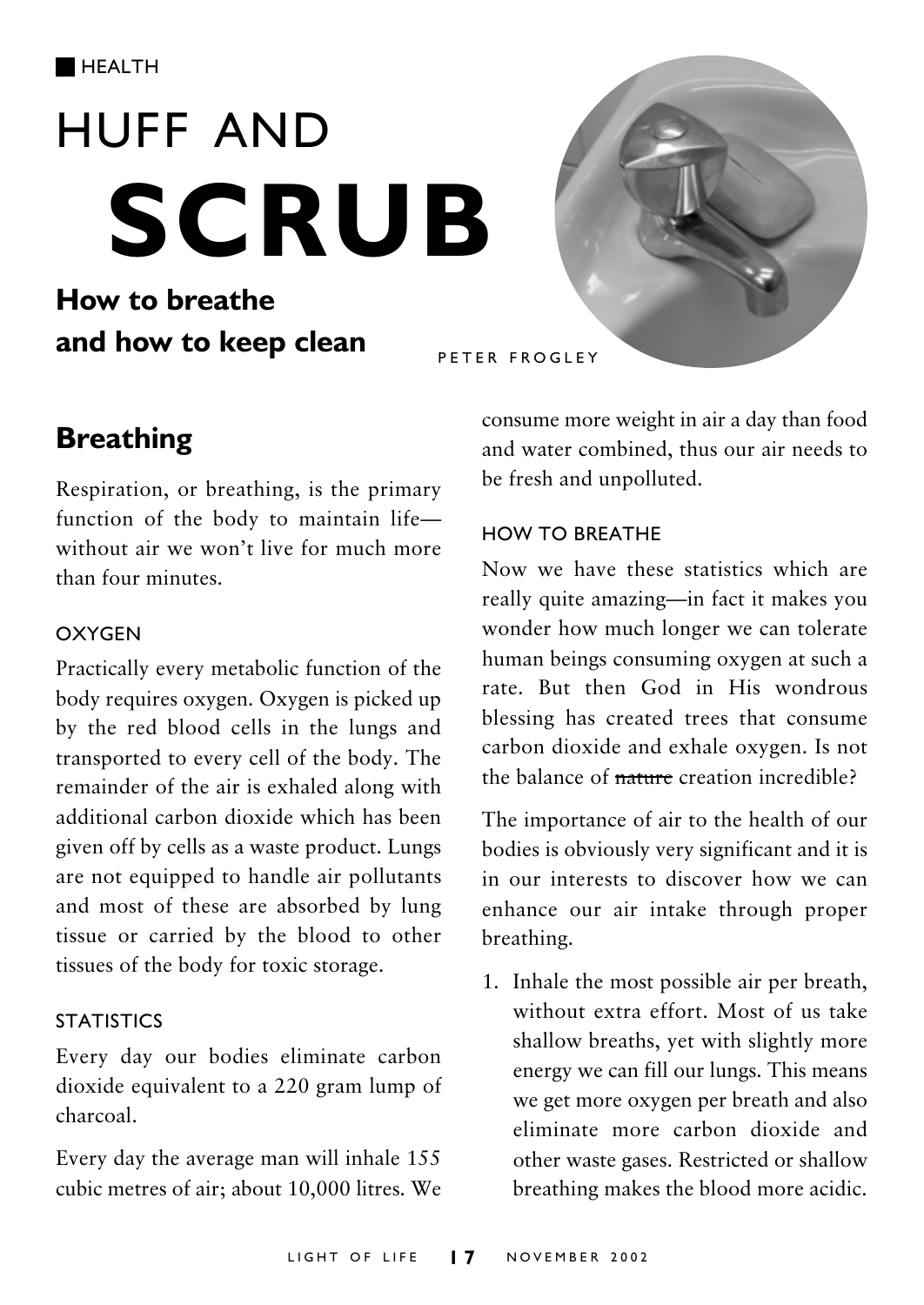HEALTH

# HUFF AND SCRUB

**How to breathe and how to keep clean**

PETER FROGLEY

## Breathing

Respiration, or breathing, is the primary function of the body to maintain life—without air we won't live for much more than four minutes.

### OXYGEN

Practically every metabolic function of the body requires oxygen. Oxygen is picked up by the red blood cells in the lungs and transported to every cell of the body. The remainder of the air is exhaled along with additional carbon dioxide which has been given off by cells as a waste product. Lungs are not equipped to handle air pollutants and most of these are absorbed by lung tissue or carried by the blood to other tissues of the body for toxic storage.

### STATISTICS

Every day our bodies eliminate carbon dioxide equivalent to a 220 gram lump of charcoal.

Every day the average man will inhale 155 cubic metres of air; about 10,000 litres. We consume more weight in air a day than food and water combined, thus our air needs to be fresh and unpolluted.

### HOW TO BREATHE

Now we have these statistics which are really quite amazing—in fact it makes you wonder how much longer we can tolerate human beings consuming oxygen at such a rate. But then God in His wondrous blessing has created trees that consume carbon dioxide and exhale oxygen. Is not the balance of ~~nature~~ creation incredible?

The importance of air to the health of our bodies is obviously very significant and it is in our interests to discover how we can enhance our air intake through proper breathing.

1. Inhale the most possible air per breath, without extra effort. Most of us take shallow breaths, yet with slightly more energy we can fill our lungs. This means we get more oxygen per breath and also eliminate more carbon dioxide and other waste gases. Restricted or shallow breathing makes the blood more acidic.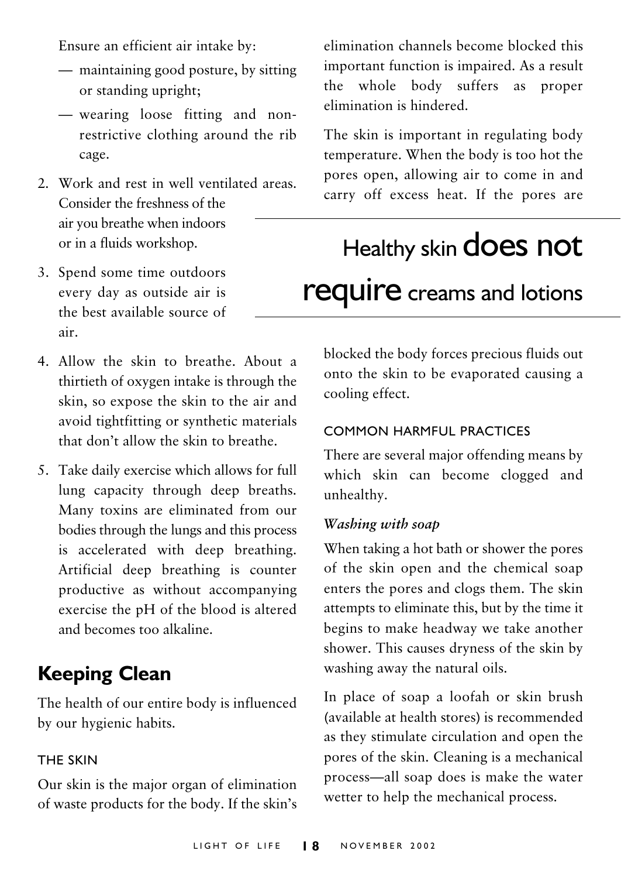Ensure an efficient air intake by:

- maintaining good posture, by sitting or standing upright;
- wearing loose fitting and non-restrictive clothing around the rib cage.

2. Work and rest in well ventilated areas. Consider the freshness of the air you breathe when indoors or in a fluids workshop.
3. Spend some time outdoors every day as outside air is the best available source of air.
4. Allow the skin to breathe. About a thirtieth of oxygen intake is through the skin, so expose the skin to the air and avoid tightfitting or synthetic materials that don't allow the skin to breathe.
5. Take daily exercise which allows for full lung capacity through deep breaths. Many toxins are eliminated from our bodies through the lungs and this process is accelerated with deep breathing. Artificial deep breathing is counter productive as without accompanying exercise the pH of the blood is altered and becomes too alkaline.

## Keeping Clean

The health of our entire body is influenced by our hygienic habits.

### THE SKIN

Our skin is the major organ of elimination of waste products for the body. If the skin's elimination channels become blocked this important function is impaired. As a result the whole body suffers as proper elimination is hindered.

The skin is important in regulating body temperature. When the body is too hot the pores open, allowing air to come in and carry off excess heat. If the pores are blocked the body forces precious fluids out onto the skin to be evaporated causing a cooling effect.

> Healthy skin **does not require** creams and lotions

### COMMON HARMFUL PRACTICES

There are several major offending means by which skin can become clogged and unhealthy.

*Washing with soap*

When taking a hot bath or shower the pores of the skin open and the chemical soap enters the pores and clogs them. The skin attempts to eliminate this, but by the time it begins to make headway we take another shower. This causes dryness of the skin by washing away the natural oils.

In place of soap a loofah or skin brush (available at health stores) is recommended as they stimulate circulation and open the pores of the skin. Cleaning is a mechanical process—all soap does is make the water wetter to help the mechanical process.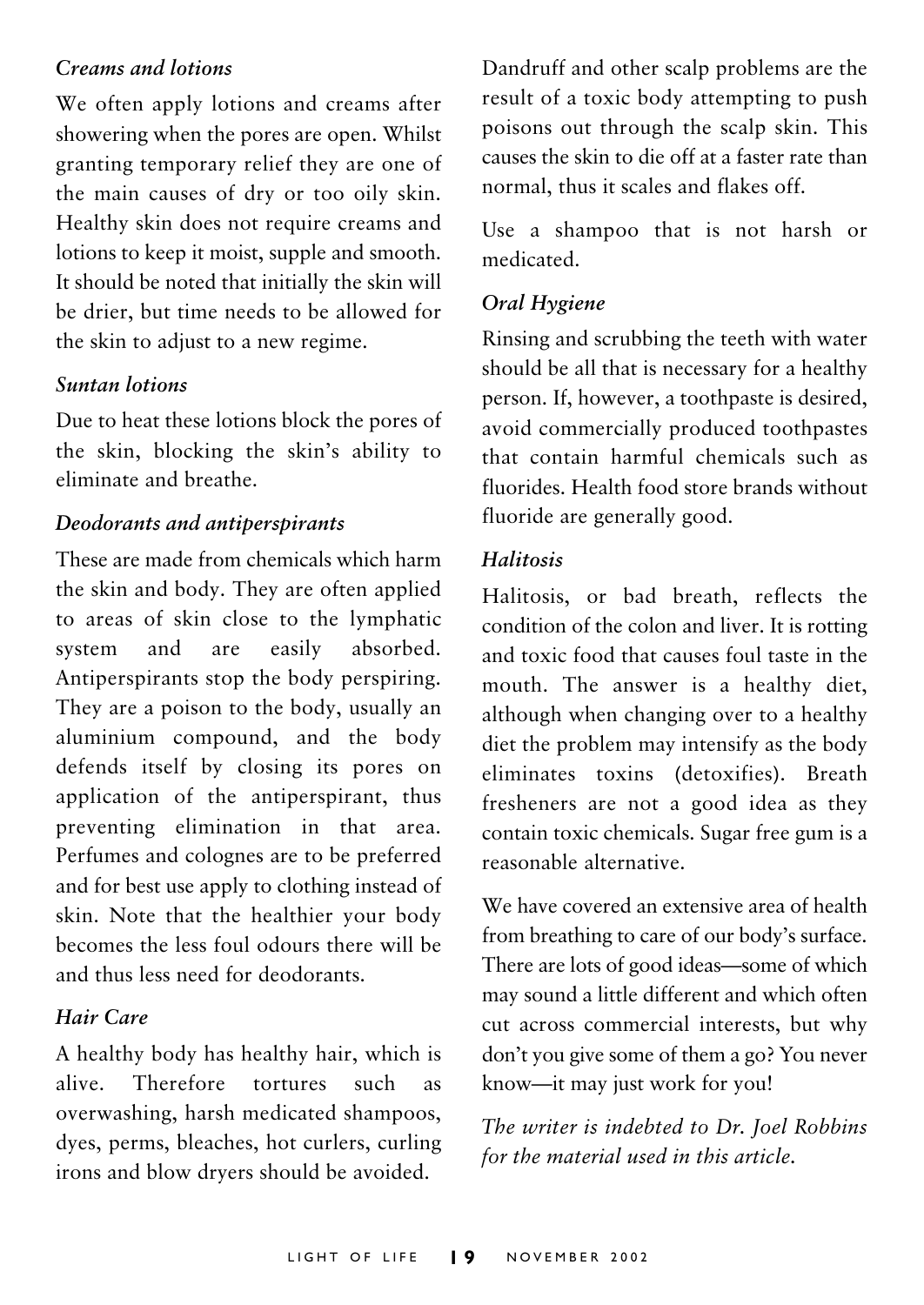### *Creams and lotions*

We often apply lotions and creams after showering when the pores are open. Whilst granting temporary relief they are one of the main causes of dry or too oily skin. Healthy skin does not require creams and lotions to keep it moist, supple and smooth. It should be noted that initially the skin will be drier, but time needs to be allowed for the skin to adjust to a new regime.

### *Suntan lotions*

Due to heat these lotions block the pores of the skin, blocking the skin's ability to eliminate and breathe.

### *Deodorants and antiperspirants*

These are made from chemicals which harm the skin and body. They are often applied to areas of skin close to the lymphatic system and are easily absorbed. Antiperspirants stop the body perspiring. They are a poison to the body, usually an aluminium compound, and the body defends itself by closing its pores on application of the antiperspirant, thus preventing elimination in that area. Perfumes and colognes are to be preferred and for best use apply to clothing instead of skin. Note that the healthier your body becomes the less foul odours there will be and thus less need for deodorants.

### *Hair Care*

A healthy body has healthy hair, which is alive. Therefore tortures such as overwashing, harsh medicated shampoos, dyes, perms, bleaches, hot curlers, curling irons and blow dryers should be avoided.

Dandruff and other scalp problems are the result of a toxic body attempting to push poisons out through the scalp skin. This causes the skin to die off at a faster rate than normal, thus it scales and flakes off.

Use a shampoo that is not harsh or medicated.

### *Oral Hygiene*

Rinsing and scrubbing the teeth with water should be all that is necessary for a healthy person. If, however, a toothpaste is desired, avoid commercially produced toothpastes that contain harmful chemicals such as fluorides. Health food store brands without fluoride are generally good.

### *Halitosis*

Halitosis, or bad breath, reflects the condition of the colon and liver. It is rotting and toxic food that causes foul taste in the mouth. The answer is a healthy diet, although when changing over to a healthy diet the problem may intensify as the body eliminates toxins (detoxifies). Breath fresheners are not a good idea as they contain toxic chemicals. Sugar free gum is a reasonable alternative.

We have covered an extensive area of health from breathing to care of our body's surface. There are lots of good ideas—some of which may sound a little different and which often cut across commercial interests, but why don't you give some of them a go? You never know—it may just work for you!

*The writer is indebted to Dr. Joel Robbins for the material used in this article.*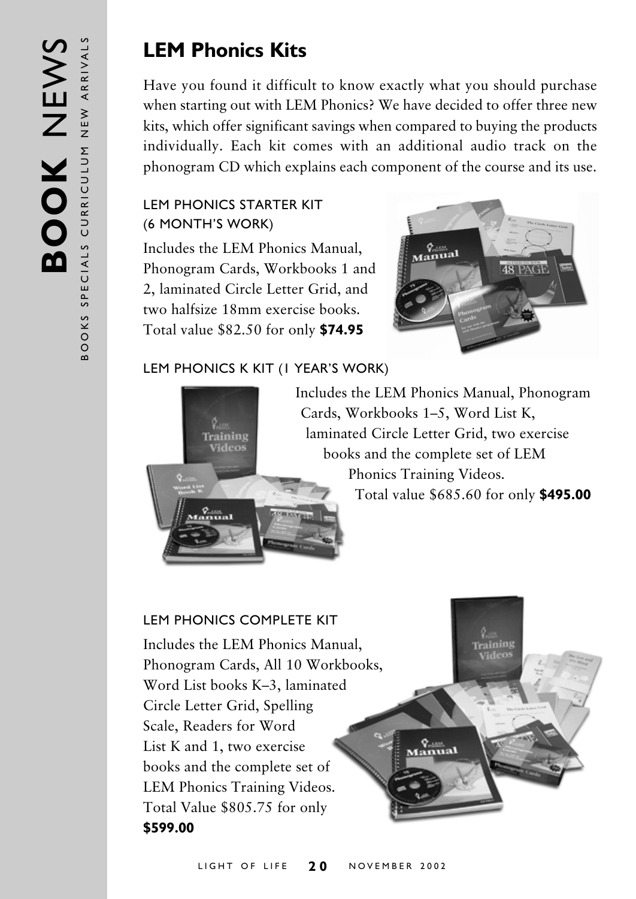# LEM Phonics Kits

Have you found it difficult to know exactly what you should purchase when starting out with LEM Phonics? We have decided to offer three new kits, which offer significant savings when compared to buying the products individually. Each kit comes with an additional audio track on the phonogram CD which explains each component of the course and its use.

### LEM PHONICS STARTER KIT (6 MONTH'S WORK)

Includes the LEM Phonics Manual, Phonogram Cards, Workbooks 1 and 2, laminated Circle Letter Grid, and two halfsize 18mm exercise books. Total value $82.50 for only **$74.95**

### LEM PHONICS K KIT (1 YEAR'S WORK)

Includes the LEM Phonics Manual, Phonogram Cards, Workbooks 1–5, Word List K, laminated Circle Letter Grid, two exercise books and the complete set of LEM Phonics Training Videos. Total value $685.60 for only **$495.00**

### LEM PHONICS COMPLETE KIT

Includes the LEM Phonics Manual, Phonogram Cards, All 10 Workbooks, Word List books K–3, laminated Circle Letter Grid, Spelling Scale, Readers for Word List K and 1, two exercise books and the complete set of LEM Phonics Training Videos. Total Value $805.75 for only **$599.00**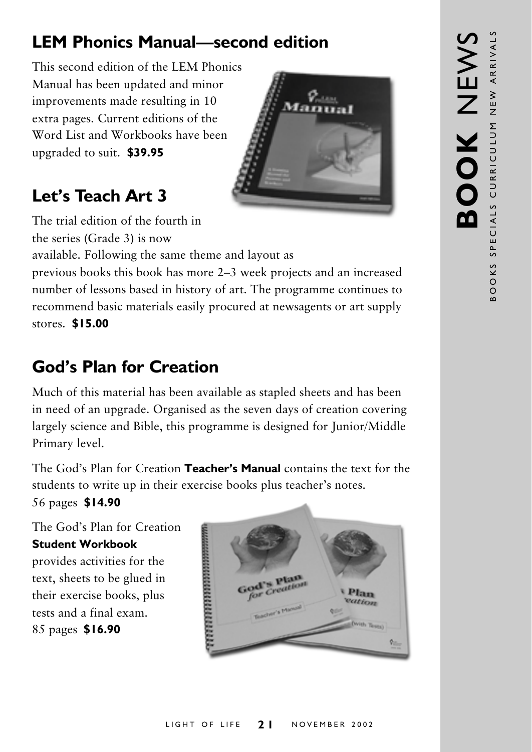## LEM Phonics Manual—second edition

This second edition of the LEM Phonics Manual has been updated and minor improvements made resulting in 10 extra pages. Current editions of the Word List and Workbooks have been upgraded to suit. **$39.95**

## Let's Teach Art 3

The trial edition of the fourth in the series (Grade 3) is now available. Following the same theme and layout as previous books this book has more 2–3 week projects and an increased number of lessons based in history of art. The programme continues to recommend basic materials easily procured at newsagents or art supply stores. **$15.00**

## God's Plan for Creation

Much of this material has been available as stapled sheets and has been in need of an upgrade. Organised as the seven days of creation covering largely science and Bible, this programme is designed for Junior/Middle Primary level.

The God's Plan for Creation **Teacher's Manual** contains the text for the students to write up in their exercise books plus teacher's notes. 56 pages **$14.90**

The God's Plan for Creation **Student Workbook** provides activities for the text, sheets to be glued in their exercise books, plus tests and a final exam. 85 pages **$16.90**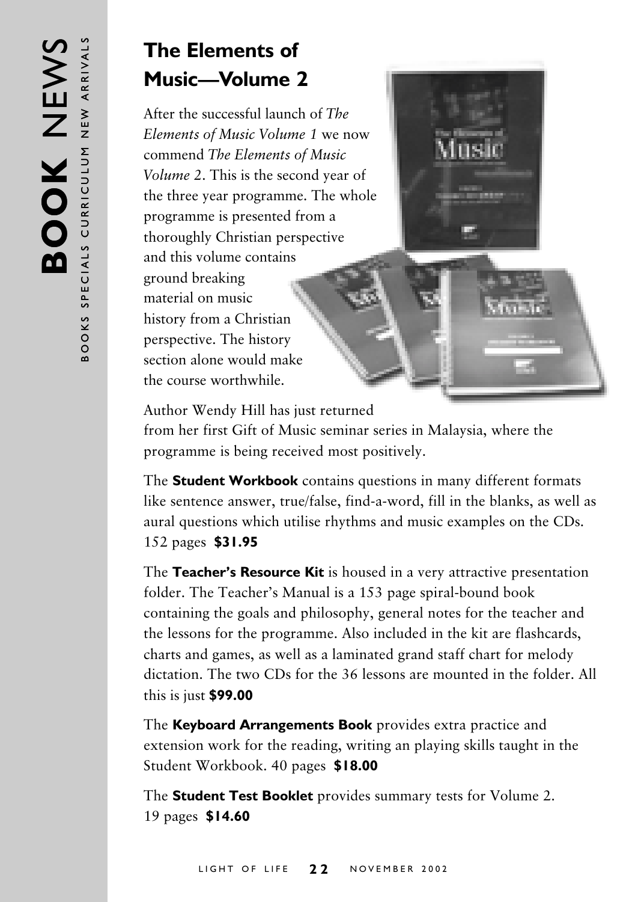## The Elements of Music—Volume 2

After the successful launch of *The Elements of Music Volume 1* we now commend *The Elements of Music Volume 2*. This is the second year of the three year programme. The whole programme is presented from a thoroughly Christian perspective and this volume contains ground breaking material on music history from a Christian perspective. The history section alone would make the course worthwhile.

Author Wendy Hill has just returned from her first Gift of Music seminar series in Malaysia, where the programme is being received most positively.

The **Student Workbook** contains questions in many different formats like sentence answer, true/false, find-a-word, fill in the blanks, as well as aural questions which utilise rhythms and music examples on the CDs. 152 pages **$31.95**

The **Teacher's Resource Kit** is housed in a very attractive presentation folder. The Teacher's Manual is a 153 page spiral-bound book containing the goals and philosophy, general notes for the teacher and the lessons for the programme. Also included in the kit are flashcards, charts and games, as well as a laminated grand staff chart for melody dictation. The two CDs for the 36 lessons are mounted in the folder. All this is just **$99.00**

The **Keyboard Arrangements Book** provides extra practice and extension work for the reading, writing an playing skills taught in the Student Workbook. 40 pages **$18.00**

The **Student Test Booklet** provides summary tests for Volume 2. 19 pages **$14.60**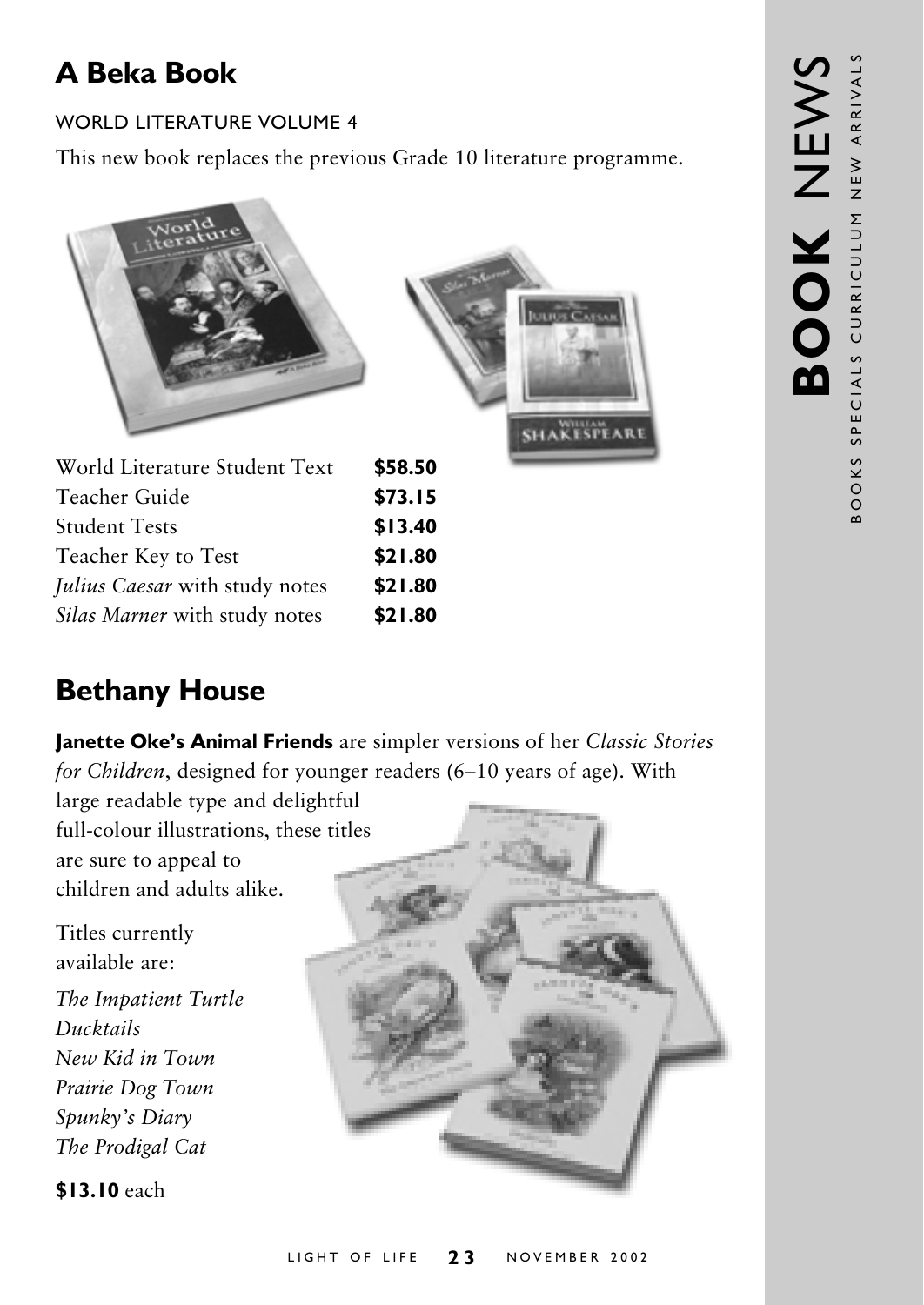## A Beka Book

WORLD LITERATURE VOLUME 4

This new book replaces the previous Grade 10 literature programme.

| | |
|---|---|
| World Literature Student Text | **$58.50** |
| Teacher Guide | **$73.15** |
| Student Tests | **$13.40** |
| Teacher Key to Test | **$21.80** |
| *Julius Caesar* with study notes | **$21.80** |
| *Silas Marner* with study notes | **$21.80** |

## Bethany House

**Janette Oke's Animal Friends** are simpler versions of her *Classic Stories for Children*, designed for younger readers (6–10 years of age). With large readable type and delightful full-colour illustrations, these titles are sure to appeal to children and adults alike.

Titles currently available are:

*The Impatient Turtle*
*Ducktails*
*New Kid in Town*
*Prairie Dog Town*
*Spunky's Diary*
*The Prodigal Cat*

**$13.10** each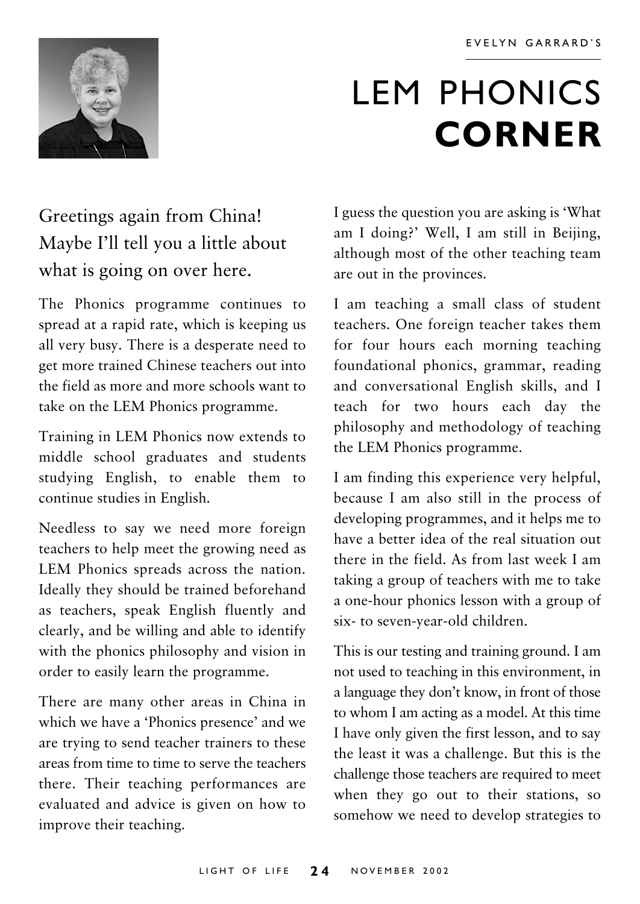EVELYN GARRARD'S

# LEM PHONICS **CORNER**

## Greetings again from China! Maybe I'll tell you a little about what is going on over here.

The Phonics programme continues to spread at a rapid rate, which is keeping us all very busy. There is a desperate need to get more trained Chinese teachers out into the field as more and more schools want to take on the LEM Phonics programme.

Training in LEM Phonics now extends to middle school graduates and students studying English, to enable them to continue studies in English.

Needless to say we need more foreign teachers to help meet the growing need as LEM Phonics spreads across the nation. Ideally they should be trained beforehand as teachers, speak English fluently and clearly, and be willing and able to identify with the phonics philosophy and vision in order to easily learn the programme.

There are many other areas in China in which we have a 'Phonics presence' and we are trying to send teacher trainers to these areas from time to time to serve the teachers there. Their teaching performances are evaluated and advice is given on how to improve their teaching.

I guess the question you are asking is 'What am I doing?' Well, I am still in Beijing, although most of the other teaching team are out in the provinces.

I am teaching a small class of student teachers. One foreign teacher takes them for four hours each morning teaching foundational phonics, grammar, reading and conversational English skills, and I teach for two hours each day the philosophy and methodology of teaching the LEM Phonics programme.

I am finding this experience very helpful, because I am also still in the process of developing programmes, and it helps me to have a better idea of the real situation out there in the field. As from last week I am taking a group of teachers with me to take a one-hour phonics lesson with a group of six- to seven-year-old children.

This is our testing and training ground. I am not used to teaching in this environment, in a language they don't know, in front of those to whom I am acting as a model. At this time I have only given the first lesson, and to say the least it was a challenge. But this is the challenge those teachers are required to meet when they go out to their stations, so somehow we need to develop strategies to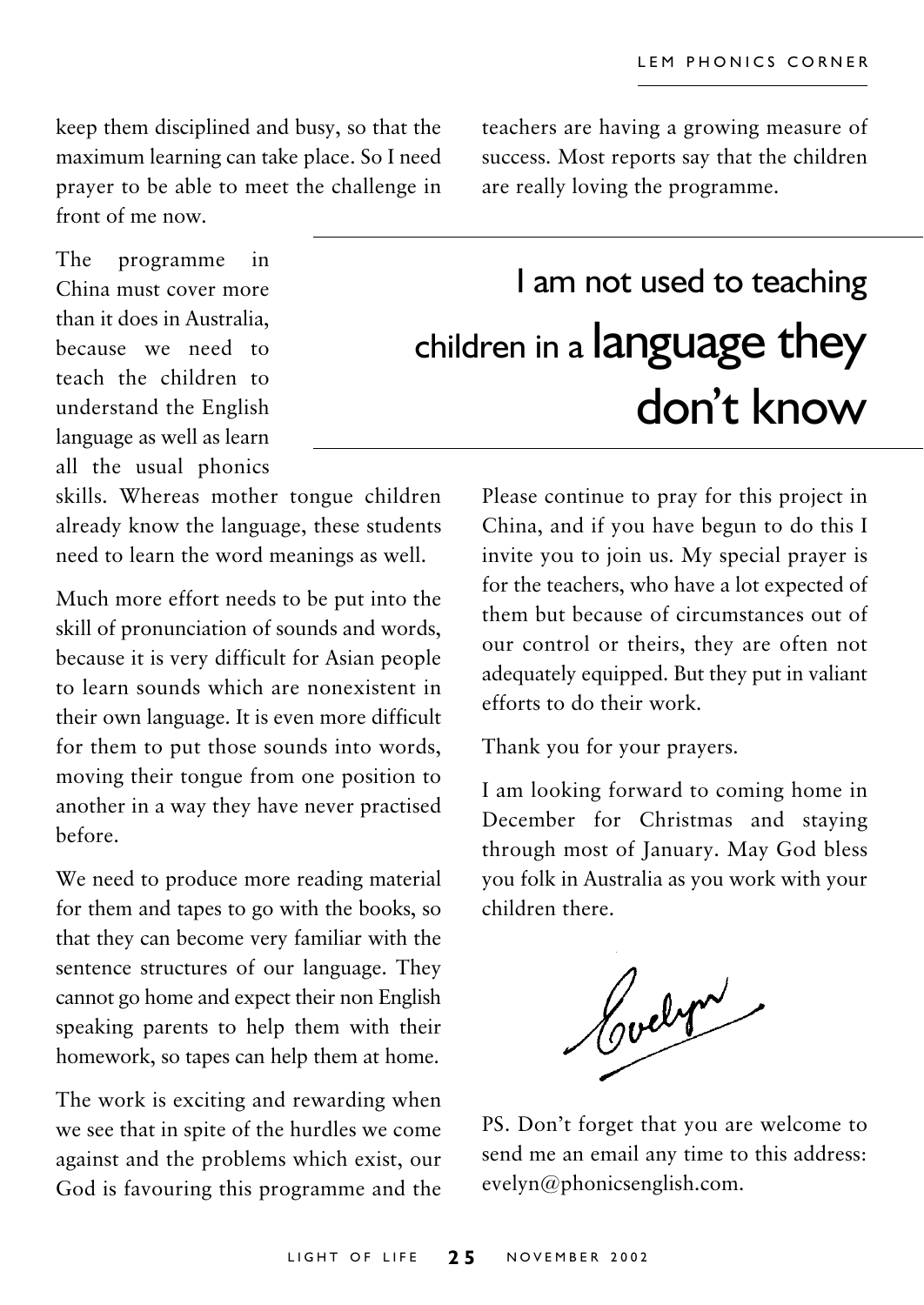keep them disciplined and busy, so that the maximum learning can take place. So I need prayer to be able to meet the challenge in front of me now.

The programme in China must cover more than it does in Australia, because we need to teach the children to understand the English language as well as learn all the usual phonics skills. Whereas mother tongue children already know the language, these students need to learn the word meanings as well.

Much more effort needs to be put into the skill of pronunciation of sounds and words, because it is very difficult for Asian people to learn sounds which are nonexistent in their own language. It is even more difficult for them to put those sounds into words, moving their tongue from one position to another in a way they have never practised before.

We need to produce more reading material for them and tapes to go with the books, so that they can become very familiar with the sentence structures of our language. They cannot go home and expect their non English speaking parents to help them with their homework, so tapes can help them at home.

The work is exciting and rewarding when we see that in spite of the hurdles we come against and the problems which exist, our God is favouring this programme and the teachers are having a growing measure of success. Most reports say that the children are really loving the programme.

## I am not used to teaching children in a language they don't know

Please continue to pray for this project in China, and if you have begun to do this I invite you to join us. My special prayer is for the teachers, who have a lot expected of them but because of circumstances out of our control or theirs, they are often not adequately equipped. But they put in valiant efforts to do their work.

Thank you for your prayers.

I am looking forward to coming home in December for Christmas and staying through most of January. May God bless you folk in Australia as you work with your children there.

Evelyn

PS. Don't forget that you are welcome to send me an email any time to this address: evelyn@phonicsenglish.com.